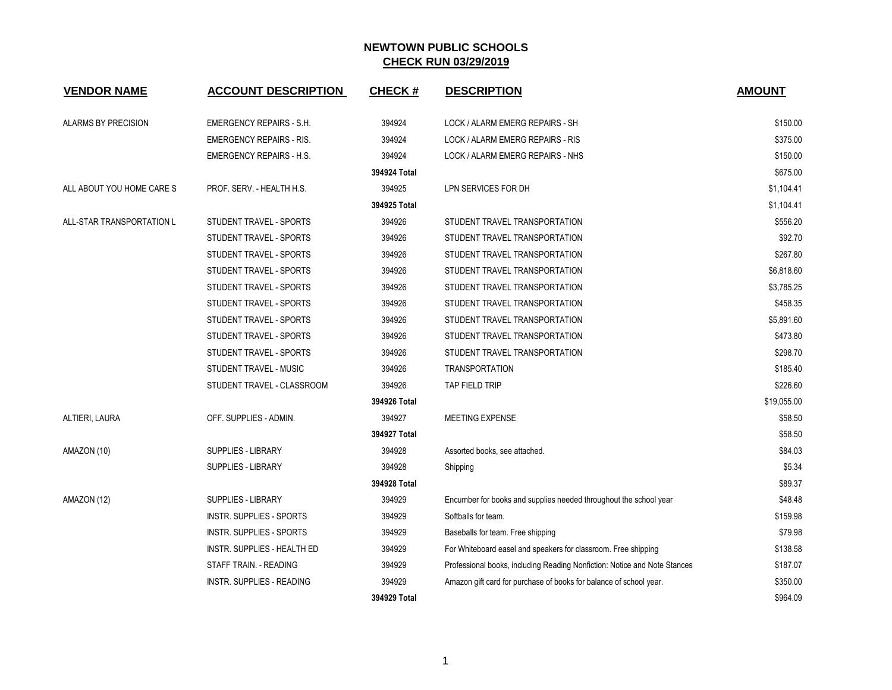# NEWTOWN PUBLIC SCHOOLS

## CHECK RUN 03/29/2019

| VENDOR NAME | ACCOUNT DESCRIPTION | CHECK # | DESCRIPTION | AMOUNT |
|---|---|---|---|---|
| ALARMS BY PRECISION | EMERGENCY REPAIRS - S.H. | 394924 | LOCK / ALARM EMERG REPAIRS - SH | $150.00 |
| | EMERGENCY REPAIRS - RIS. | 394924 | LOCK / ALARM EMERG REPAIRS - RIS | $375.00 |
| | EMERGENCY REPAIRS - H.S. | 394924 | LOCK / ALARM EMERG REPAIRS - NHS | $150.00 |
| | | **394924 Total** | | $675.00 |
| ALL ABOUT YOU HOME CARE S | PROF. SERV. - HEALTH H.S. | 394925 | LPN SERVICES FOR DH | $1,104.41 |
| | | **394925 Total** | | $1,104.41 |
| ALL-STAR TRANSPORTATION L | STUDENT TRAVEL - SPORTS | 394926 | STUDENT TRAVEL TRANSPORTATION | $556.20 |
| | STUDENT TRAVEL - SPORTS | 394926 | STUDENT TRAVEL TRANSPORTATION | $92.70 |
| | STUDENT TRAVEL - SPORTS | 394926 | STUDENT TRAVEL TRANSPORTATION | $267.80 |
| | STUDENT TRAVEL - SPORTS | 394926 | STUDENT TRAVEL TRANSPORTATION | $6,818.60 |
| | STUDENT TRAVEL - SPORTS | 394926 | STUDENT TRAVEL TRANSPORTATION | $3,785.25 |
| | STUDENT TRAVEL - SPORTS | 394926 | STUDENT TRAVEL TRANSPORTATION | $458.35 |
| | STUDENT TRAVEL - SPORTS | 394926 | STUDENT TRAVEL TRANSPORTATION | $5,891.60 |
| | STUDENT TRAVEL - SPORTS | 394926 | STUDENT TRAVEL TRANSPORTATION | $473.80 |
| | STUDENT TRAVEL - SPORTS | 394926 | STUDENT TRAVEL TRANSPORTATION | $298.70 |
| | STUDENT TRAVEL - MUSIC | 394926 | TRANSPORTATION | $185.40 |
| | STUDENT TRAVEL - CLASSROOM | 394926 | TAP FIELD TRIP | $226.60 |
| | | **394926 Total** | | $19,055.00 |
| ALTIERI, LAURA | OFF. SUPPLIES - ADMIN. | 394927 | MEETING EXPENSE | $58.50 |
| | | **394927 Total** | | $58.50 |
| AMAZON (10) | SUPPLIES - LIBRARY | 394928 | Assorted books, see attached. | $84.03 |
| | SUPPLIES - LIBRARY | 394928 | Shipping | $5.34 |
| | | **394928 Total** | | $89.37 |
| AMAZON (12) | SUPPLIES - LIBRARY | 394929 | Encumber for books and supplies needed throughout the school year | $48.48 |
| | INSTR. SUPPLIES - SPORTS | 394929 | Softballs for team. | $159.98 |
| | INSTR. SUPPLIES - SPORTS | 394929 | Baseballs for team. Free shipping | $79.98 |
| | INSTR. SUPPLIES - HEALTH ED | 394929 | For Whiteboard easel and speakers for classroom. Free shipping | $138.58 |
| | STAFF TRAIN. - READING | 394929 | Professional books, including Reading Nonfiction: Notice and Note Stances | $187.07 |
| | INSTR. SUPPLIES - READING | 394929 | Amazon gift card for purchase of books for balance of school year. | $350.00 |
| | | **394929 Total** | | $964.09 |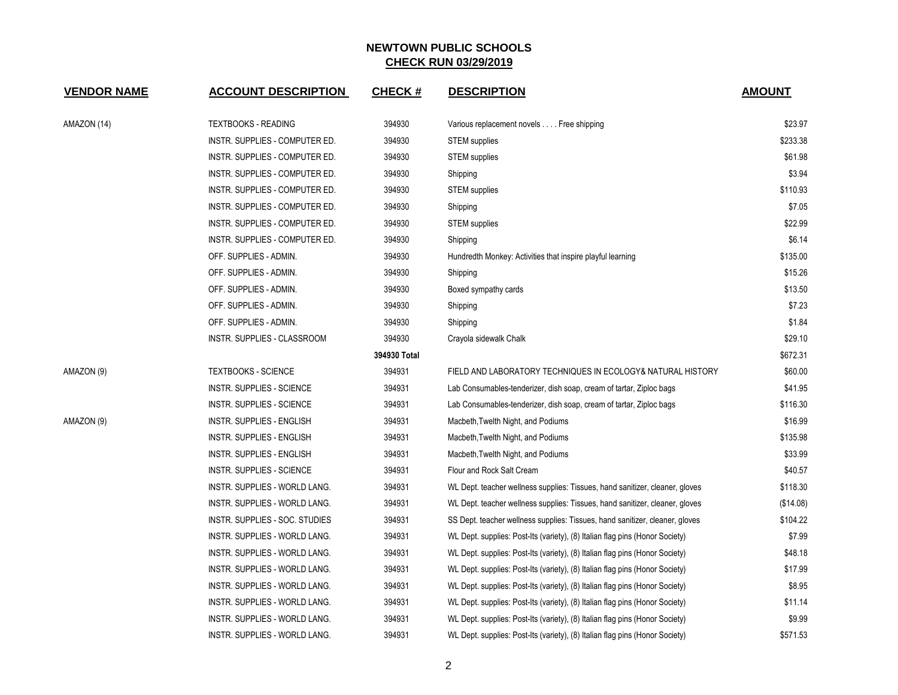# NEWTOWN PUBLIC SCHOOLS

## CHECK RUN 03/29/2019

| VENDOR NAME | ACCOUNT DESCRIPTION | CHECK # | DESCRIPTION | AMOUNT |
|---|---|---|---|---|
| AMAZON (14) | TEXTBOOKS - READING | 394930 | Various replacement novels . . . . Free shipping | $23.97 |
| | INSTR. SUPPLIES - COMPUTER ED. | 394930 | STEM supplies | $233.38 |
| | INSTR. SUPPLIES - COMPUTER ED. | 394930 | STEM supplies | $61.98 |
| | INSTR. SUPPLIES - COMPUTER ED. | 394930 | Shipping | $3.94 |
| | INSTR. SUPPLIES - COMPUTER ED. | 394930 | STEM supplies | $110.93 |
| | INSTR. SUPPLIES - COMPUTER ED. | 394930 | Shipping | $7.05 |
| | INSTR. SUPPLIES - COMPUTER ED. | 394930 | STEM supplies | $22.99 |
| | INSTR. SUPPLIES - COMPUTER ED. | 394930 | Shipping | $6.14 |
| | OFF. SUPPLIES - ADMIN. | 394930 | Hundredth Monkey: Activities that inspire playful learning | $135.00 |
| | OFF. SUPPLIES - ADMIN. | 394930 | Shipping | $15.26 |
| | OFF. SUPPLIES - ADMIN. | 394930 | Boxed sympathy cards | $13.50 |
| | OFF. SUPPLIES - ADMIN. | 394930 | Shipping | $7.23 |
| | OFF. SUPPLIES - ADMIN. | 394930 | Shipping | $1.84 |
| | INSTR. SUPPLIES - CLASSROOM | 394930 | Crayola sidewalk Chalk | $29.10 |
| | | **394930 Total** | | $672.31 |
| AMAZON (9) | TEXTBOOKS - SCIENCE | 394931 | FIELD AND LABORATORY TECHNIQUES IN ECOLOGY& NATURAL HISTORY | $60.00 |
| | INSTR. SUPPLIES - SCIENCE | 394931 | Lab Consumables-tenderizer, dish soap, cream of tartar, Ziploc bags | $41.95 |
| | INSTR. SUPPLIES - SCIENCE | 394931 | Lab Consumables-tenderizer, dish soap, cream of tartar, Ziploc bags | $116.30 |
| AMAZON (9) | INSTR. SUPPLIES - ENGLISH | 394931 | Macbeth,Twelth Night, and Podiums | $16.99 |
| | INSTR. SUPPLIES - ENGLISH | 394931 | Macbeth,Twelth Night, and Podiums | $135.98 |
| | INSTR. SUPPLIES - ENGLISH | 394931 | Macbeth,Twelth Night, and Podiums | $33.99 |
| | INSTR. SUPPLIES - SCIENCE | 394931 | Flour and Rock Salt Cream | $40.57 |
| | INSTR. SUPPLIES - WORLD LANG. | 394931 | WL Dept. teacher wellness supplies: Tissues, hand sanitizer, cleaner, gloves | $118.30 |
| | INSTR. SUPPLIES - WORLD LANG. | 394931 | WL Dept. teacher wellness supplies: Tissues, hand sanitizer, cleaner, gloves | ($14.08) |
| | INSTR. SUPPLIES - SOC. STUDIES | 394931 | SS Dept. teacher wellness supplies: Tissues, hand sanitizer, cleaner, gloves | $104.22 |
| | INSTR. SUPPLIES - WORLD LANG. | 394931 | WL Dept. supplies: Post-Its (variety), (8) Italian flag pins (Honor Society) | $7.99 |
| | INSTR. SUPPLIES - WORLD LANG. | 394931 | WL Dept. supplies: Post-Its (variety), (8) Italian flag pins (Honor Society) | $48.18 |
| | INSTR. SUPPLIES - WORLD LANG. | 394931 | WL Dept. supplies: Post-Its (variety), (8) Italian flag pins (Honor Society) | $17.99 |
| | INSTR. SUPPLIES - WORLD LANG. | 394931 | WL Dept. supplies: Post-Its (variety), (8) Italian flag pins (Honor Society) | $8.95 |
| | INSTR. SUPPLIES - WORLD LANG. | 394931 | WL Dept. supplies: Post-Its (variety), (8) Italian flag pins (Honor Society) | $11.14 |
| | INSTR. SUPPLIES - WORLD LANG. | 394931 | WL Dept. supplies: Post-Its (variety), (8) Italian flag pins (Honor Society) | $9.99 |
| | INSTR. SUPPLIES - WORLD LANG. | 394931 | WL Dept. supplies: Post-Its (variety), (8) Italian flag pins (Honor Society) | $571.53 |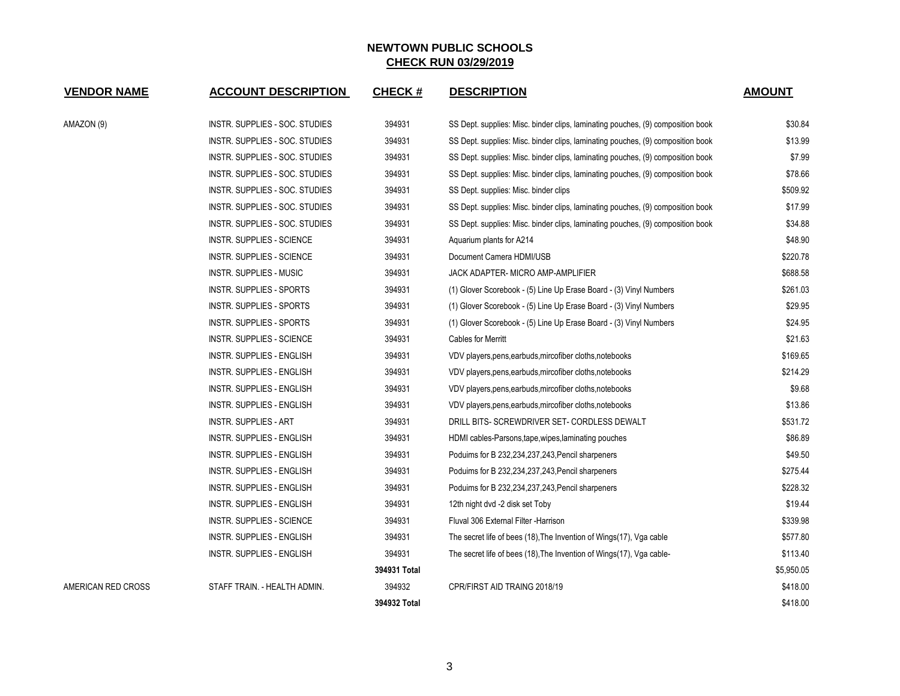# NEWTOWN PUBLIC SCHOOLS

## CHECK RUN 03/29/2019

| VENDOR NAME | ACCOUNT DESCRIPTION | CHECK # | DESCRIPTION | AMOUNT |
|---|---|---|---|---|
| AMAZON (9) | INSTR. SUPPLIES - SOC. STUDIES | 394931 | SS Dept. supplies: Misc. binder clips, laminating pouches, (9) composition book | $30.84 |
| | INSTR. SUPPLIES - SOC. STUDIES | 394931 | SS Dept. supplies: Misc. binder clips, laminating pouches, (9) composition book | $13.99 |
| | INSTR. SUPPLIES - SOC. STUDIES | 394931 | SS Dept. supplies: Misc. binder clips, laminating pouches, (9) composition book | $7.99 |
| | INSTR. SUPPLIES - SOC. STUDIES | 394931 | SS Dept. supplies: Misc. binder clips, laminating pouches, (9) composition book | $78.66 |
| | INSTR. SUPPLIES - SOC. STUDIES | 394931 | SS Dept. supplies: Misc. binder clips | $509.92 |
| | INSTR. SUPPLIES - SOC. STUDIES | 394931 | SS Dept. supplies: Misc. binder clips, laminating pouches, (9) composition book | $17.99 |
| | INSTR. SUPPLIES - SOC. STUDIES | 394931 | SS Dept. supplies: Misc. binder clips, laminating pouches, (9) composition book | $34.88 |
| | INSTR. SUPPLIES - SCIENCE | 394931 | Aquarium plants for A214 | $48.90 |
| | INSTR. SUPPLIES - SCIENCE | 394931 | Document Camera HDMI/USB | $220.78 |
| | INSTR. SUPPLIES - MUSIC | 394931 | JACK ADAPTER- MICRO AMP-AMPLIFIER | $688.58 |
| | INSTR. SUPPLIES - SPORTS | 394931 | (1) Glover Scorebook - (5) Line Up Erase Board - (3) Vinyl Numbers | $261.03 |
| | INSTR. SUPPLIES - SPORTS | 394931 | (1) Glover Scorebook - (5) Line Up Erase Board - (3) Vinyl Numbers | $29.95 |
| | INSTR. SUPPLIES - SPORTS | 394931 | (1) Glover Scorebook - (5) Line Up Erase Board - (3) Vinyl Numbers | $24.95 |
| | INSTR. SUPPLIES - SCIENCE | 394931 | Cables for Merritt | $21.63 |
| | INSTR. SUPPLIES - ENGLISH | 394931 | VDV players,pens,earbuds,mircofiber cloths,notebooks | $169.65 |
| | INSTR. SUPPLIES - ENGLISH | 394931 | VDV players,pens,earbuds,mircofiber cloths,notebooks | $214.29 |
| | INSTR. SUPPLIES - ENGLISH | 394931 | VDV players,pens,earbuds,mircofiber cloths,notebooks | $9.68 |
| | INSTR. SUPPLIES - ENGLISH | 394931 | VDV players,pens,earbuds,mircofiber cloths,notebooks | $13.86 |
| | INSTR. SUPPLIES - ART | 394931 | DRILL BITS- SCREWDRIVER SET- CORDLESS DEWALT | $531.72 |
| | INSTR. SUPPLIES - ENGLISH | 394931 | HDMI cables-Parsons,tape,wipes,laminating pouches | $86.89 |
| | INSTR. SUPPLIES - ENGLISH | 394931 | Poduims for B 232,234,237,243,Pencil sharpeners | $49.50 |
| | INSTR. SUPPLIES - ENGLISH | 394931 | Poduims for B 232,234,237,243,Pencil sharpeners | $275.44 |
| | INSTR. SUPPLIES - ENGLISH | 394931 | Poduims for B 232,234,237,243,Pencil sharpeners | $228.32 |
| | INSTR. SUPPLIES - ENGLISH | 394931 | 12th night dvd -2 disk set Toby | $19.44 |
| | INSTR. SUPPLIES - SCIENCE | 394931 | Fluval 306 External Filter -Harrison | $339.98 |
| | INSTR. SUPPLIES - ENGLISH | 394931 | The secret life of bees (18),The Invention of Wings(17), Vga cable | $577.80 |
| | INSTR. SUPPLIES - ENGLISH | 394931 | The secret life of bees (18),The Invention of Wings(17), Vga cable- | $113.40 |
| | | **394931 Total** | | $5,950.05 |
| AMERICAN RED CROSS | STAFF TRAIN. - HEALTH ADMIN. | 394932 | CPR/FIRST AID TRAING 2018/19 | $418.00 |
| | | **394932 Total** | | $418.00 |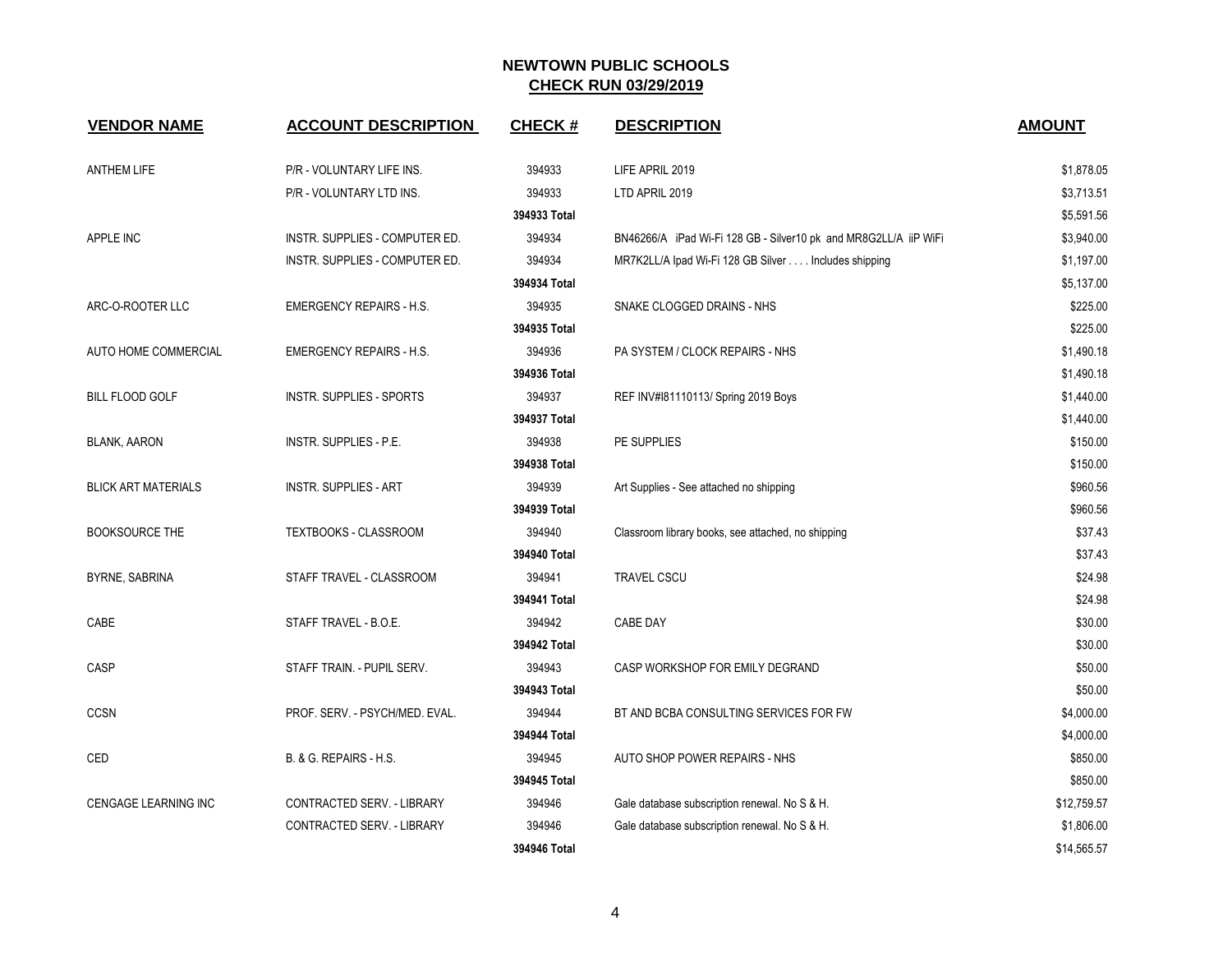# NEWTOWN PUBLIC SCHOOLS

## CHECK RUN 03/29/2019

| VENDOR NAME | ACCOUNT DESCRIPTION | CHECK # | DESCRIPTION | AMOUNT |
|---|---|---|---|---|
| ANTHEM LIFE | P/R - VOLUNTARY LIFE INS. | 394933 | LIFE APRIL 2019 | $1,878.05 |
| | P/R - VOLUNTARY LTD INS. | 394933 | LTD APRIL 2019 | $3,713.51 |
| | | 394933 Total | | $5,591.56 |
| APPLE INC | INSTR. SUPPLIES - COMPUTER ED. | 394934 | BN46266/A iPad Wi-Fi 128 GB - Silver10 pk and MR8G2LL/A iiP WiFi | $3,940.00 |
| | INSTR. SUPPLIES - COMPUTER ED. | 394934 | MR7K2LL/A Ipad Wi-Fi 128 GB Silver . . . . Includes shipping | $1,197.00 |
| | | 394934 Total | | $5,137.00 |
| ARC-O-ROOTER LLC | EMERGENCY REPAIRS - H.S. | 394935 | SNAKE CLOGGED DRAINS - NHS | $225.00 |
| | | 394935 Total | | $225.00 |
| AUTO HOME COMMERCIAL | EMERGENCY REPAIRS - H.S. | 394936 | PA SYSTEM / CLOCK REPAIRS - NHS | $1,490.18 |
| | | 394936 Total | | $1,490.18 |
| BILL FLOOD GOLF | INSTR. SUPPLIES - SPORTS | 394937 | REF INV#I81110113/ Spring 2019 Boys | $1,440.00 |
| | | 394937 Total | | $1,440.00 |
| BLANK, AARON | INSTR. SUPPLIES - P.E. | 394938 | PE SUPPLIES | $150.00 |
| | | 394938 Total | | $150.00 |
| BLICK ART MATERIALS | INSTR. SUPPLIES - ART | 394939 | Art Supplies - See attached no shipping | $960.56 |
| | | 394939 Total | | $960.56 |
| BOOKSOURCE THE | TEXTBOOKS - CLASSROOM | 394940 | Classroom library books, see attached, no shipping | $37.43 |
| | | 394940 Total | | $37.43 |
| BYRNE, SABRINA | STAFF TRAVEL - CLASSROOM | 394941 | TRAVEL CSCU | $24.98 |
| | | 394941 Total | | $24.98 |
| CABE | STAFF TRAVEL - B.O.E. | 394942 | CABE DAY | $30.00 |
| | | 394942 Total | | $30.00 |
| CASP | STAFF TRAIN. - PUPIL SERV. | 394943 | CASP WORKSHOP FOR EMILY DEGRAND | $50.00 |
| | | 394943 Total | | $50.00 |
| CCSN | PROF. SERV. - PSYCH/MED. EVAL. | 394944 | BT AND BCBA CONSULTING SERVICES FOR FW | $4,000.00 |
| | | 394944 Total | | $4,000.00 |
| CED | B. & G. REPAIRS - H.S. | 394945 | AUTO SHOP POWER REPAIRS - NHS | $850.00 |
| | | 394945 Total | | $850.00 |
| CENGAGE LEARNING INC | CONTRACTED SERV. - LIBRARY | 394946 | Gale database subscription renewal. No S & H. | $12,759.57 |
| | CONTRACTED SERV. - LIBRARY | 394946 | Gale database subscription renewal. No S & H. | $1,806.00 |
| | | 394946 Total | | $14,565.57 |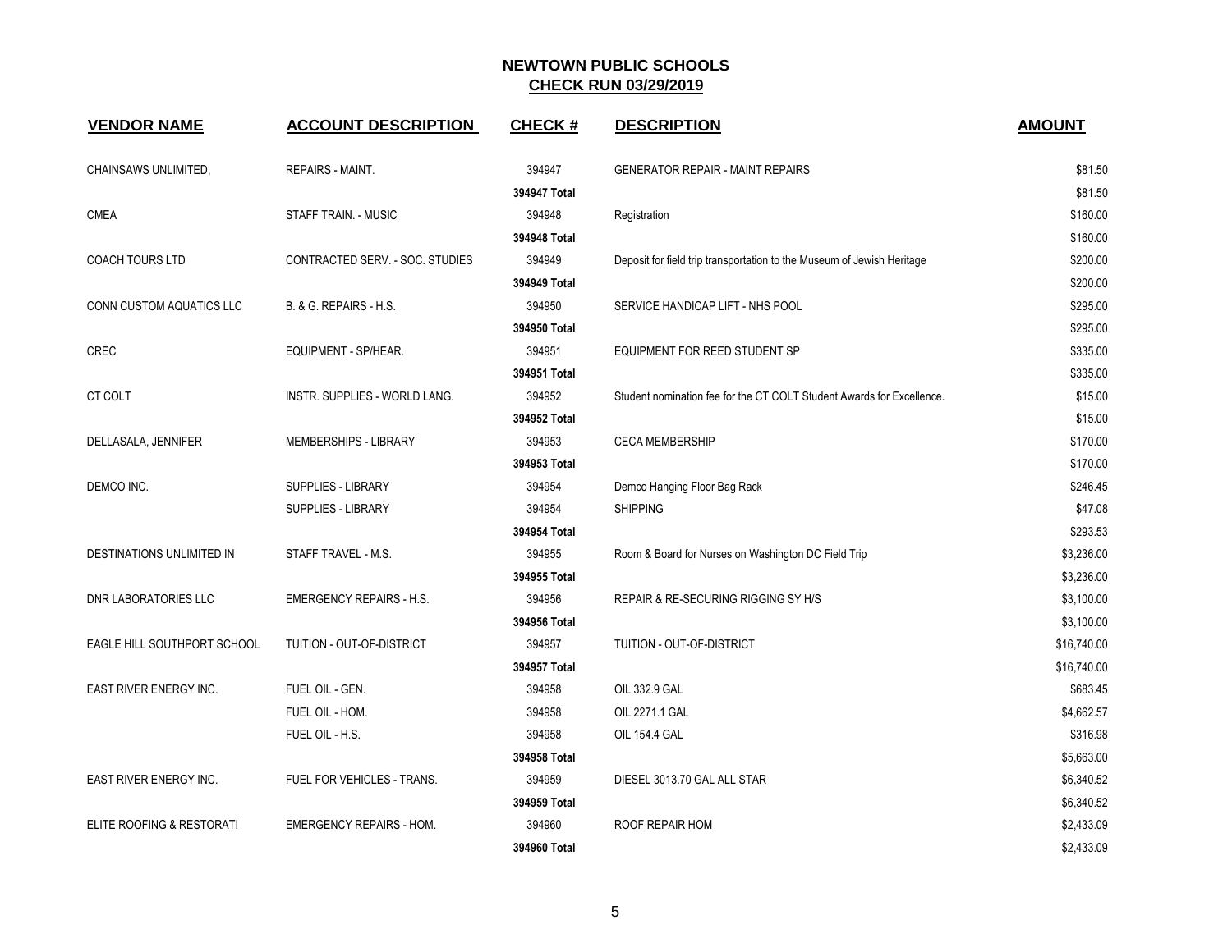# NEWTOWN PUBLIC SCHOOLS
## CHECK RUN 03/29/2019

| VENDOR NAME | ACCOUNT DESCRIPTION | CHECK # | DESCRIPTION | AMOUNT |
|---|---|---|---|---|
| CHAINSAWS UNLIMITED, | REPAIRS - MAINT. | 394947 | GENERATOR REPAIR - MAINT REPAIRS | $81.50 |
| | | **394947 Total** | | $81.50 |
| CMEA | STAFF TRAIN. - MUSIC | 394948 | Registration | $160.00 |
| | | **394948 Total** | | $160.00 |
| COACH TOURS LTD | CONTRACTED SERV. - SOC. STUDIES | 394949 | Deposit for field trip transportation to the Museum of Jewish Heritage | $200.00 |
| | | **394949 Total** | | $200.00 |
| CONN CUSTOM AQUATICS LLC | B. & G. REPAIRS - H.S. | 394950 | SERVICE HANDICAP LIFT - NHS POOL | $295.00 |
| | | **394950 Total** | | $295.00 |
| CREC | EQUIPMENT - SP/HEAR. | 394951 | EQUIPMENT FOR REED STUDENT SP | $335.00 |
| | | **394951 Total** | | $335.00 |
| CT COLT | INSTR. SUPPLIES - WORLD LANG. | 394952 | Student nomination fee for the CT COLT Student Awards for Excellence. | $15.00 |
| | | **394952 Total** | | $15.00 |
| DELLASALA, JENNIFER | MEMBERSHIPS - LIBRARY | 394953 | CECA MEMBERSHIP | $170.00 |
| | | **394953 Total** | | $170.00 |
| DEMCO INC. | SUPPLIES - LIBRARY | 394954 | Demco Hanging Floor Bag Rack | $246.45 |
| | SUPPLIES - LIBRARY | 394954 | SHIPPING | $47.08 |
| | | **394954 Total** | | $293.53 |
| DESTINATIONS UNLIMITED IN | STAFF TRAVEL - M.S. | 394955 | Room & Board for Nurses on Washington DC Field Trip | $3,236.00 |
| | | **394955 Total** | | $3,236.00 |
| DNR LABORATORIES LLC | EMERGENCY REPAIRS - H.S. | 394956 | REPAIR & RE-SECURING RIGGING SY H/S | $3,100.00 |
| | | **394956 Total** | | $3,100.00 |
| EAGLE HILL SOUTHPORT SCHOOL | TUITION - OUT-OF-DISTRICT | 394957 | TUITION - OUT-OF-DISTRICT | $16,740.00 |
| | | **394957 Total** | | $16,740.00 |
| EAST RIVER ENERGY INC. | FUEL OIL - GEN. | 394958 | OIL 332.9 GAL | $683.45 |
| | FUEL OIL - HOM. | 394958 | OIL 2271.1 GAL | $4,662.57 |
| | FUEL OIL - H.S. | 394958 | OIL 154.4 GAL | $316.98 |
| | | **394958 Total** | | $5,663.00 |
| EAST RIVER ENERGY INC. | FUEL FOR VEHICLES - TRANS. | 394959 | DIESEL 3013.70 GAL ALL STAR | $6,340.52 |
| | | **394959 Total** | | $6,340.52 |
| ELITE ROOFING & RESTORATI | EMERGENCY REPAIRS - HOM. | 394960 | ROOF REPAIR HOM | $2,433.09 |
| | | **394960 Total** | | $2,433.09 |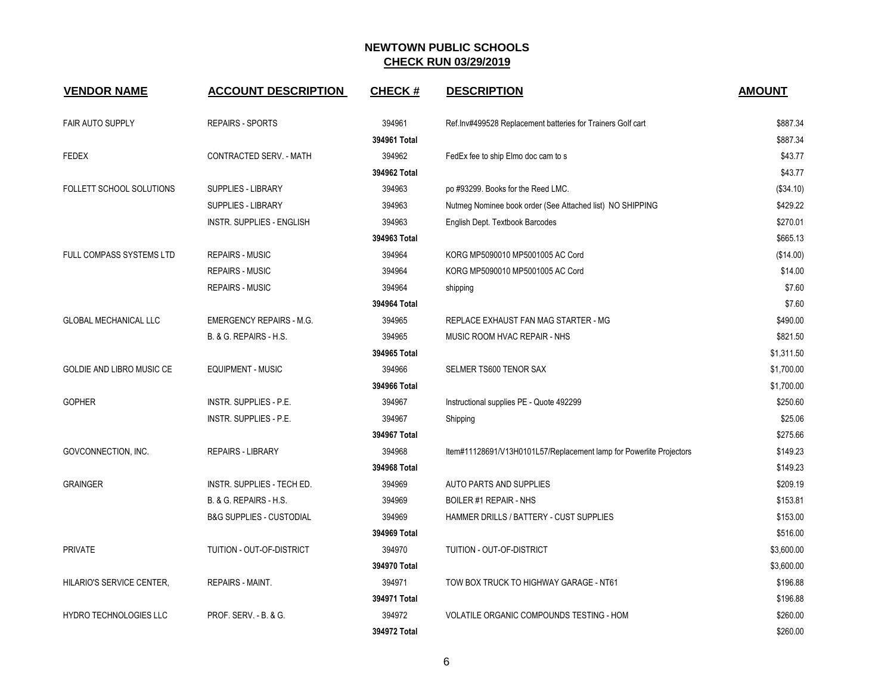# NEWTOWN PUBLIC SCHOOLS

## CHECK RUN 03/29/2019

| VENDOR NAME | ACCOUNT DESCRIPTION | CHECK # | DESCRIPTION | AMOUNT |
|---|---|---|---|---|
| FAIR AUTO SUPPLY | REPAIRS - SPORTS | 394961 | Ref.Inv#499528 Replacement batteries for Trainers Golf cart | $887.34 |
| | | **394961 Total** | | $887.34 |
| FEDEX | CONTRACTED SERV. - MATH | 394962 | FedEx fee to ship Elmo doc cam to s | $43.77 |
| | | **394962 Total** | | $43.77 |
| FOLLETT SCHOOL SOLUTIONS | SUPPLIES - LIBRARY | 394963 | po #93299. Books for the Reed LMC. | ($34.10) |
| | SUPPLIES - LIBRARY | 394963 | Nutmeg Nominee book order (See Attached list) NO SHIPPING | $429.22 |
| | INSTR. SUPPLIES - ENGLISH | 394963 | English Dept. Textbook Barcodes | $270.01 |
| | | **394963 Total** | | $665.13 |
| FULL COMPASS SYSTEMS LTD | REPAIRS - MUSIC | 394964 | KORG MP5090010 MP5001005 AC Cord | ($14.00) |
| | REPAIRS - MUSIC | 394964 | KORG MP5090010 MP5001005 AC Cord | $14.00 |
| | REPAIRS - MUSIC | 394964 | shipping | $7.60 |
| | | **394964 Total** | | $7.60 |
| GLOBAL MECHANICAL LLC | EMERGENCY REPAIRS - M.G. | 394965 | REPLACE EXHAUST FAN MAG STARTER - MG | $490.00 |
| | B. & G. REPAIRS - H.S. | 394965 | MUSIC ROOM HVAC REPAIR - NHS | $821.50 |
| | | **394965 Total** | | $1,311.50 |
| GOLDIE AND LIBRO MUSIC CE | EQUIPMENT - MUSIC | 394966 | SELMER TS600 TENOR SAX | $1,700.00 |
| | | **394966 Total** | | $1,700.00 |
| GOPHER | INSTR. SUPPLIES - P.E. | 394967 | Instructional supplies PE - Quote 492299 | $250.60 |
| | INSTR. SUPPLIES - P.E. | 394967 | Shipping | $25.06 |
| | | **394967 Total** | | $275.66 |
| GOVCONNECTION, INC. | REPAIRS - LIBRARY | 394968 | Item#11128691/V13H0101L57/Replacement lamp for Powerlite Projectors | $149.23 |
| | | **394968 Total** | | $149.23 |
| GRAINGER | INSTR. SUPPLIES - TECH ED. | 394969 | AUTO PARTS AND SUPPLIES | $209.19 |
| | B. & G. REPAIRS - H.S. | 394969 | BOILER #1 REPAIR - NHS | $153.81 |
| | B&G SUPPLIES - CUSTODIAL | 394969 | HAMMER DRILLS / BATTERY - CUST SUPPLIES | $153.00 |
| | | **394969 Total** | | $516.00 |
| PRIVATE | TUITION - OUT-OF-DISTRICT | 394970 | TUITION - OUT-OF-DISTRICT | $3,600.00 |
| | | **394970 Total** | | $3,600.00 |
| HILARIO'S SERVICE CENTER, | REPAIRS - MAINT. | 394971 | TOW BOX TRUCK TO HIGHWAY GARAGE - NT61 | $196.88 |
| | | **394971 Total** | | $196.88 |
| HYDRO TECHNOLOGIES LLC | PROF. SERV. - B. & G. | 394972 | VOLATILE ORGANIC COMPOUNDS TESTING - HOM | $260.00 |
| | | **394972 Total** | | $260.00 |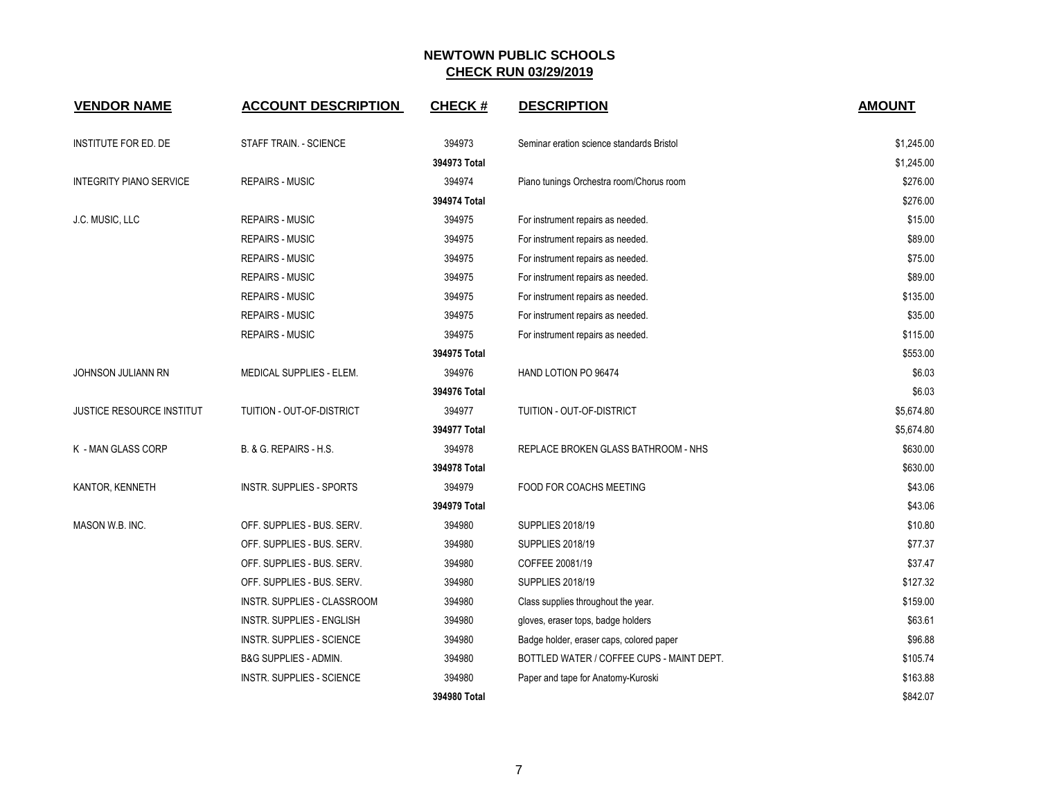## NEWTOWN PUBLIC SCHOOLS

## CHECK RUN 03/29/2019

| VENDOR NAME | ACCOUNT DESCRIPTION | CHECK # | DESCRIPTION | AMOUNT |
|---|---|---|---|---|
| INSTITUTE FOR ED. DE | STAFF TRAIN. - SCIENCE | 394973 | Seminar eration science standards Bristol | $1,245.00 |
| | | **394973 Total** | | $1,245.00 |
| INTEGRITY PIANO SERVICE | REPAIRS - MUSIC | 394974 | Piano tunings Orchestra room/Chorus room | $276.00 |
| | | **394974 Total** | | $276.00 |
| J.C. MUSIC, LLC | REPAIRS - MUSIC | 394975 | For instrument repairs as needed. | $15.00 |
| | REPAIRS - MUSIC | 394975 | For instrument repairs as needed. | $89.00 |
| | REPAIRS - MUSIC | 394975 | For instrument repairs as needed. | $75.00 |
| | REPAIRS - MUSIC | 394975 | For instrument repairs as needed. | $89.00 |
| | REPAIRS - MUSIC | 394975 | For instrument repairs as needed. | $135.00 |
| | REPAIRS - MUSIC | 394975 | For instrument repairs as needed. | $35.00 |
| | REPAIRS - MUSIC | 394975 | For instrument repairs as needed. | $115.00 |
| | | **394975 Total** | | $553.00 |
| JOHNSON JULIANN RN | MEDICAL SUPPLIES - ELEM. | 394976 | HAND LOTION PO 96474 | $6.03 |
| | | **394976 Total** | | $6.03 |
| JUSTICE RESOURCE INSTITUT | TUITION - OUT-OF-DISTRICT | 394977 | TUITION - OUT-OF-DISTRICT | $5,674.80 |
| | | **394977 Total** | | $5,674.80 |
| K - MAN GLASS CORP | B. & G. REPAIRS - H.S. | 394978 | REPLACE BROKEN GLASS BATHROOM - NHS | $630.00 |
| | | **394978 Total** | | $630.00 |
| KANTOR, KENNETH | INSTR. SUPPLIES - SPORTS | 394979 | FOOD FOR COACHS MEETING | $43.06 |
| | | **394979 Total** | | $43.06 |
| MASON W.B. INC. | OFF. SUPPLIES - BUS. SERV. | 394980 | SUPPLIES 2018/19 | $10.80 |
| | OFF. SUPPLIES - BUS. SERV. | 394980 | SUPPLIES 2018/19 | $77.37 |
| | OFF. SUPPLIES - BUS. SERV. | 394980 | COFFEE 20081/19 | $37.47 |
| | OFF. SUPPLIES - BUS. SERV. | 394980 | SUPPLIES 2018/19 | $127.32 |
| | INSTR. SUPPLIES - CLASSROOM | 394980 | Class supplies throughout the year. | $159.00 |
| | INSTR. SUPPLIES - ENGLISH | 394980 | gloves, eraser tops, badge holders | $63.61 |
| | INSTR. SUPPLIES - SCIENCE | 394980 | Badge holder, eraser caps, colored paper | $96.88 |
| | B&G SUPPLIES - ADMIN. | 394980 | BOTTLED WATER / COFFEE CUPS - MAINT DEPT. | $105.74 |
| | INSTR. SUPPLIES - SCIENCE | 394980 | Paper and tape for Anatomy-Kuroski | $163.88 |
| | | **394980 Total** | | $842.07 |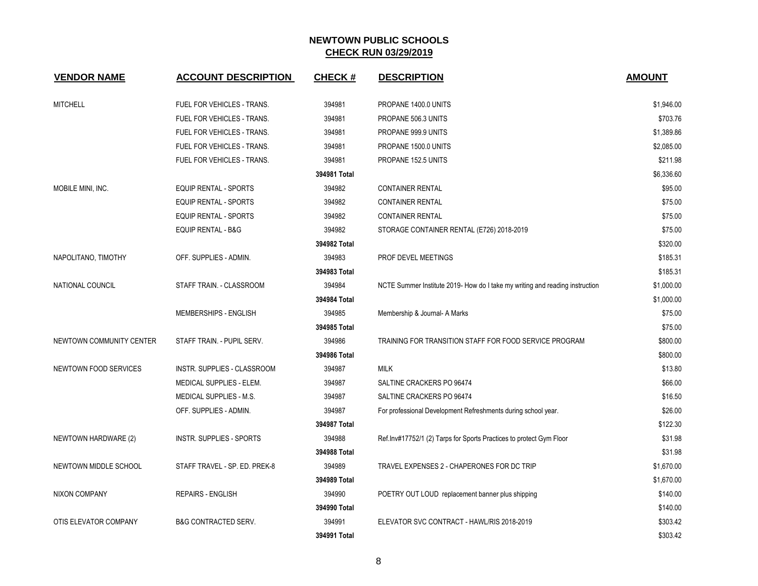# NEWTOWN PUBLIC SCHOOLS
## CHECK RUN 03/29/2019

| VENDOR NAME | ACCOUNT DESCRIPTION | CHECK # | DESCRIPTION | AMOUNT |
|---|---|---|---|---|
| MITCHELL | FUEL FOR VEHICLES - TRANS. | 394981 | PROPANE 1400.0 UNITS | $1,946.00 |
| | FUEL FOR VEHICLES - TRANS. | 394981 | PROPANE 506.3 UNITS | $703.76 |
| | FUEL FOR VEHICLES - TRANS. | 394981 | PROPANE 999.9 UNITS | $1,389.86 |
| | FUEL FOR VEHICLES - TRANS. | 394981 | PROPANE 1500.0 UNITS | $2,085.00 |
| | FUEL FOR VEHICLES - TRANS. | 394981 | PROPANE 152.5 UNITS | $211.98 |
| | | **394981 Total** | | $6,336.60 |
| MOBILE MINI, INC. | EQUIP RENTAL - SPORTS | 394982 | CONTAINER RENTAL | $95.00 |
| | EQUIP RENTAL - SPORTS | 394982 | CONTAINER RENTAL | $75.00 |
| | EQUIP RENTAL - SPORTS | 394982 | CONTAINER RENTAL | $75.00 |
| | EQUIP RENTAL - B&G | 394982 | STORAGE CONTAINER RENTAL (E726) 2018-2019 | $75.00 |
| | | **394982 Total** | | $320.00 |
| NAPOLITANO, TIMOTHY | OFF. SUPPLIES - ADMIN. | 394983 | PROF DEVEL MEETINGS | $185.31 |
| | | **394983 Total** | | $185.31 |
| NATIONAL COUNCIL | STAFF TRAIN. - CLASSROOM | 394984 | NCTE Summer Institute 2019- How do I take my writing and reading instruction | $1,000.00 |
| | | **394984 Total** | | $1,000.00 |
| | MEMBERSHIPS - ENGLISH | 394985 | Membership & Journal- A Marks | $75.00 |
| | | **394985 Total** | | $75.00 |
| NEWTOWN COMMUNITY CENTER | STAFF TRAIN. - PUPIL SERV. | 394986 | TRAINING FOR TRANSITION STAFF FOR FOOD SERVICE PROGRAM | $800.00 |
| | | **394986 Total** | | $800.00 |
| NEWTOWN FOOD SERVICES | INSTR. SUPPLIES - CLASSROOM | 394987 | MILK | $13.80 |
| | MEDICAL SUPPLIES - ELEM. | 394987 | SALTINE CRACKERS PO 96474 | $66.00 |
| | MEDICAL SUPPLIES - M.S. | 394987 | SALTINE CRACKERS PO 96474 | $16.50 |
| | OFF. SUPPLIES - ADMIN. | 394987 | For professional Development Refreshments during school year. | $26.00 |
| | | **394987 Total** | | $122.30 |
| NEWTOWN HARDWARE (2) | INSTR. SUPPLIES - SPORTS | 394988 | Ref.Inv#17752/1 (2) Tarps for Sports Practices to protect Gym Floor | $31.98 |
| | | **394988 Total** | | $31.98 |
| NEWTOWN MIDDLE SCHOOL | STAFF TRAVEL - SP. ED. PREK-8 | 394989 | TRAVEL EXPENSES 2 - CHAPERONES FOR DC TRIP | $1,670.00 |
| | | **394989 Total** | | $1,670.00 |
| NIXON COMPANY | REPAIRS - ENGLISH | 394990 | POETRY OUT LOUD replacement banner plus shipping | $140.00 |
| | | **394990 Total** | | $140.00 |
| OTIS ELEVATOR COMPANY | B&G CONTRACTED SERV. | 394991 | ELEVATOR SVC CONTRACT - HAWL/RIS 2018-2019 | $303.42 |
| | | **394991 Total** | | $303.42 |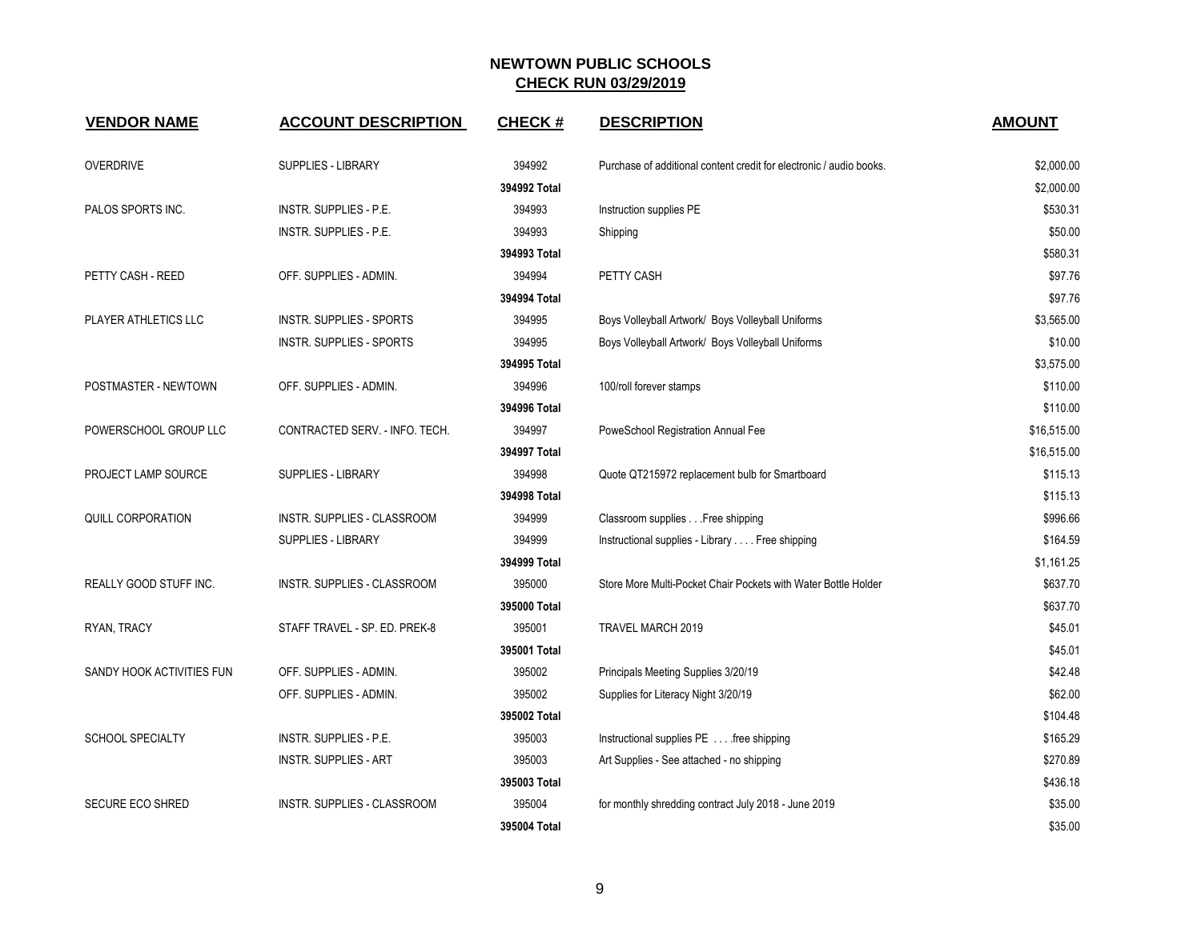# NEWTOWN PUBLIC SCHOOLS

## CHECK RUN 03/29/2019

| VENDOR NAME | ACCOUNT DESCRIPTION | CHECK # | DESCRIPTION | AMOUNT |
|---|---|---|---|---|
| OVERDRIVE | SUPPLIES - LIBRARY | 394992 | Purchase of additional content credit for electronic / audio books. | $2,000.00 |
| | | **394992 Total** | | $2,000.00 |
| PALOS SPORTS INC. | INSTR. SUPPLIES - P.E. | 394993 | Instruction supplies PE | $530.31 |
| | INSTR. SUPPLIES - P.E. | 394993 | Shipping | $50.00 |
| | | **394993 Total** | | $580.31 |
| PETTY CASH - REED | OFF. SUPPLIES - ADMIN. | 394994 | PETTY CASH | $97.76 |
| | | **394994 Total** | | $97.76 |
| PLAYER ATHLETICS LLC | INSTR. SUPPLIES - SPORTS | 394995 | Boys Volleyball Artwork/ Boys Volleyball Uniforms | $3,565.00 |
| | INSTR. SUPPLIES - SPORTS | 394995 | Boys Volleyball Artwork/ Boys Volleyball Uniforms | $10.00 |
| | | **394995 Total** | | $3,575.00 |
| POSTMASTER - NEWTOWN | OFF. SUPPLIES - ADMIN. | 394996 | 100/roll forever stamps | $110.00 |
| | | **394996 Total** | | $110.00 |
| POWERSCHOOL GROUP LLC | CONTRACTED SERV. - INFO. TECH. | 394997 | PoweSchool Registration Annual Fee | $16,515.00 |
| | | **394997 Total** | | $16,515.00 |
| PROJECT LAMP SOURCE | SUPPLIES - LIBRARY | 394998 | Quote QT215972 replacement bulb for Smartboard | $115.13 |
| | | **394998 Total** | | $115.13 |
| QUILL CORPORATION | INSTR. SUPPLIES - CLASSROOM | 394999 | Classroom supplies . . .Free shipping | $996.66 |
| | SUPPLIES - LIBRARY | 394999 | Instructional supplies - Library . . . . Free shipping | $164.59 |
| | | **394999 Total** | | $1,161.25 |
| REALLY GOOD STUFF INC. | INSTR. SUPPLIES - CLASSROOM | 395000 | Store More Multi-Pocket Chair Pockets with Water Bottle Holder | $637.70 |
| | | **395000 Total** | | $637.70 |
| RYAN, TRACY | STAFF TRAVEL - SP. ED. PREK-8 | 395001 | TRAVEL MARCH 2019 | $45.01 |
| | | **395001 Total** | | $45.01 |
| SANDY HOOK ACTIVITIES FUN | OFF. SUPPLIES - ADMIN. | 395002 | Principals Meeting Supplies 3/20/19 | $42.48 |
| | OFF. SUPPLIES - ADMIN. | 395002 | Supplies for Literacy Night 3/20/19 | $62.00 |
| | | **395002 Total** | | $104.48 |
| SCHOOL SPECIALTY | INSTR. SUPPLIES - P.E. | 395003 | Instructional supplies PE . . . .free shipping | $165.29 |
| | INSTR. SUPPLIES - ART | 395003 | Art Supplies - See attached - no shipping | $270.89 |
| | | **395003 Total** | | $436.18 |
| SECURE ECO SHRED | INSTR. SUPPLIES - CLASSROOM | 395004 | for monthly shredding contract July 2018 - June 2019 | $35.00 |
| | | **395004 Total** | | $35.00 |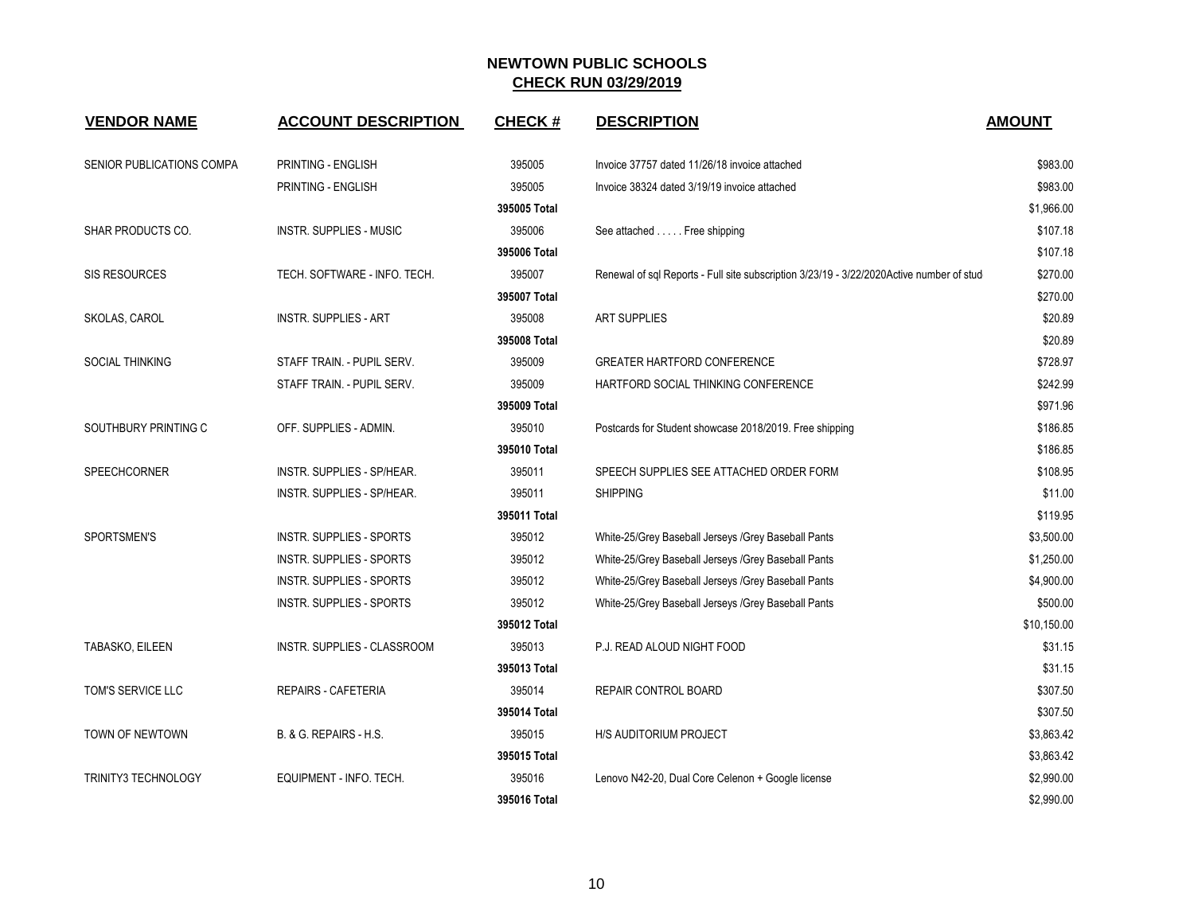# NEWTOWN PUBLIC SCHOOLS

## CHECK RUN 03/29/2019

| VENDOR NAME | ACCOUNT DESCRIPTION | CHECK # | DESCRIPTION | AMOUNT |
|---|---|---|---|---|
| SENIOR PUBLICATIONS COMPA | PRINTING - ENGLISH | 395005 | Invoice 37757 dated 11/26/18 invoice attached | $983.00 |
| | PRINTING - ENGLISH | 395005 | Invoice 38324 dated 3/19/19 invoice attached | $983.00 |
| | | **395005 Total** | | $1,966.00 |
| SHAR PRODUCTS CO. | INSTR. SUPPLIES - MUSIC | 395006 | See attached . . . . . Free shipping | $107.18 |
| | | **395006 Total** | | $107.18 |
| SIS RESOURCES | TECH. SOFTWARE - INFO. TECH. | 395007 | Renewal of sql Reports - Full site subscription 3/23/19 - 3/22/2020Active number of stud | $270.00 |
| | | **395007 Total** | | $270.00 |
| SKOLAS, CAROL | INSTR. SUPPLIES - ART | 395008 | ART SUPPLIES | $20.89 |
| | | **395008 Total** | | $20.89 |
| SOCIAL THINKING | STAFF TRAIN. - PUPIL SERV. | 395009 | GREATER HARTFORD CONFERENCE | $728.97 |
| | STAFF TRAIN. - PUPIL SERV. | 395009 | HARTFORD SOCIAL THINKING CONFERENCE | $242.99 |
| | | **395009 Total** | | $971.96 |
| SOUTHBURY PRINTING C | OFF. SUPPLIES - ADMIN. | 395010 | Postcards for Student showcase 2018/2019. Free shipping | $186.85 |
| | | **395010 Total** | | $186.85 |
| SPEECHCORNER | INSTR. SUPPLIES - SP/HEAR. | 395011 | SPEECH SUPPLIES SEE ATTACHED ORDER FORM | $108.95 |
| | INSTR. SUPPLIES - SP/HEAR. | 395011 | SHIPPING | $11.00 |
| | | **395011 Total** | | $119.95 |
| SPORTSMEN'S | INSTR. SUPPLIES - SPORTS | 395012 | White-25/Grey Baseball Jerseys /Grey Baseball Pants | $3,500.00 |
| | INSTR. SUPPLIES - SPORTS | 395012 | White-25/Grey Baseball Jerseys /Grey Baseball Pants | $1,250.00 |
| | INSTR. SUPPLIES - SPORTS | 395012 | White-25/Grey Baseball Jerseys /Grey Baseball Pants | $4,900.00 |
| | INSTR. SUPPLIES - SPORTS | 395012 | White-25/Grey Baseball Jerseys /Grey Baseball Pants | $500.00 |
| | | **395012 Total** | | $10,150.00 |
| TABASKO, EILEEN | INSTR. SUPPLIES - CLASSROOM | 395013 | P.J. READ ALOUD NIGHT FOOD | $31.15 |
| | | **395013 Total** | | $31.15 |
| TOM'S SERVICE LLC | REPAIRS - CAFETERIA | 395014 | REPAIR CONTROL BOARD | $307.50 |
| | | **395014 Total** | | $307.50 |
| TOWN OF NEWTOWN | B. & G. REPAIRS - H.S. | 395015 | H/S AUDITORIUM PROJECT | $3,863.42 |
| | | **395015 Total** | | $3,863.42 |
| TRINITY3 TECHNOLOGY | EQUIPMENT - INFO. TECH. | 395016 | Lenovo N42-20, Dual Core Celenon + Google license | $2,990.00 |
| | | **395016 Total** | | $2,990.00 |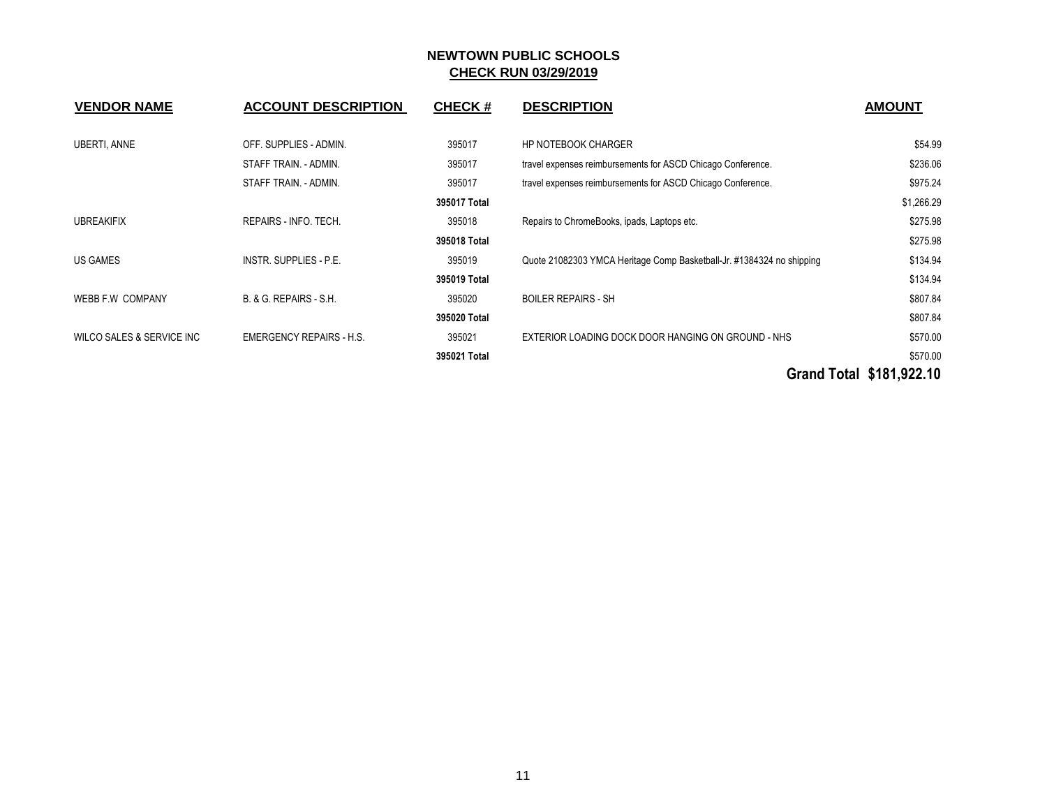**NEWTOWN PUBLIC SCHOOLS**
**CHECK RUN 03/29/2019**

| VENDOR NAME | ACCOUNT DESCRIPTION | CHECK # | DESCRIPTION | AMOUNT |
|---|---|---|---|---|
| UBERTI, ANNE | OFF. SUPPLIES - ADMIN. | 395017 | HP NOTEBOOK CHARGER | $54.99 |
| | STAFF TRAIN. - ADMIN. | 395017 | travel expenses reimbursements for ASCD Chicago Conference. | $236.06 |
| | STAFF TRAIN. - ADMIN. | 395017 | travel expenses reimbursements for ASCD Chicago Conference. | $975.24 |
| | | **395017 Total** | | $1,266.29 |
| UBREAKIFIX | REPAIRS - INFO. TECH. | 395018 | Repairs to ChromeBooks, ipads, Laptops etc. | $275.98 |
| | | **395018 Total** | | $275.98 |
| US GAMES | INSTR. SUPPLIES - P.E. | 395019 | Quote 21082303 YMCA Heritage Comp Basketball-Jr. #1384324 no shipping | $134.94 |
| | | **395019 Total** | | $134.94 |
| WEBB F.W COMPANY | B. & G. REPAIRS - S.H. | 395020 | BOILER REPAIRS - SH | $807.84 |
| | | **395020 Total** | | $807.84 |
| WILCO SALES & SERVICE INC | EMERGENCY REPAIRS - H.S. | 395021 | EXTERIOR LOADING DOCK DOOR HANGING ON GROUND - NHS | $570.00 |
| | | **395021 Total** | | $570.00 |
| | | | **Grand Total** | **$181,922.10** |